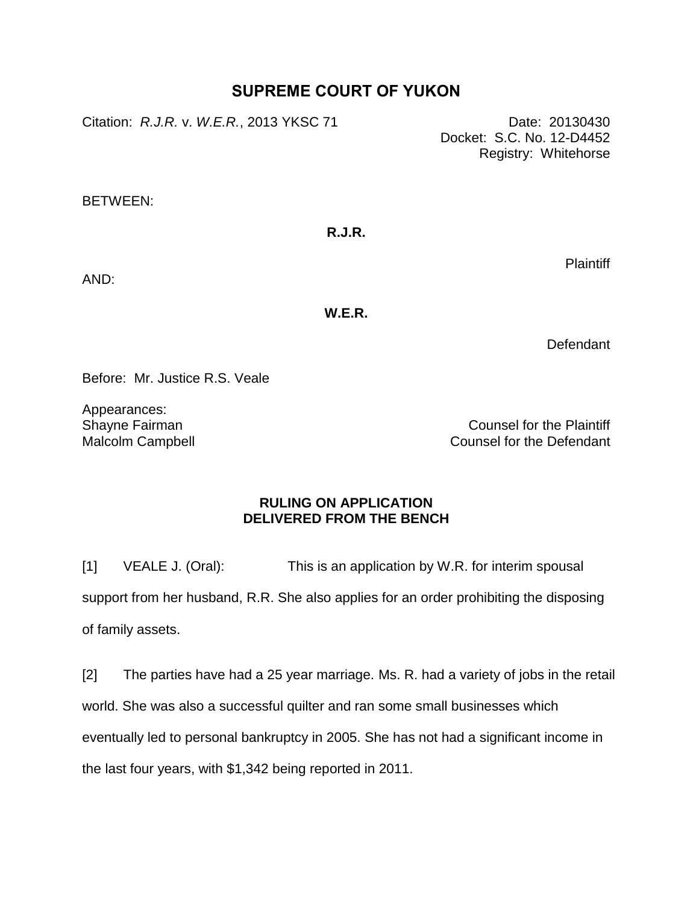# SUPREME COURT OF YUKON

Citation: *R.J.R.* v. *W.E.R.*, 2013 YKSC 71

Date: 20130430
Docket: S.C. No. 12-D4452
Registry: Whitehorse

BETWEEN:

**R.J.R.**

Plaintiff

AND:

**W.E.R.**

Defendant

Before: Mr. Justice R.S. Veale

Appearances:
Shayne Fairman — Counsel for the Plaintiff
Malcolm Campbell — Counsel for the Defendant

**RULING ON APPLICATION**
**DELIVERED FROM THE BENCH**

[1] VEALE J. (Oral): This is an application by W.R. for interim spousal support from her husband, R.R. She also applies for an order prohibiting the disposing of family assets.

[2] The parties have had a 25 year marriage. Ms. R. had a variety of jobs in the retail world. She was also a successful quilter and ran some small businesses which eventually led to personal bankruptcy in 2005. She has not had a significant income in the last four years, with $1,342 being reported in 2011.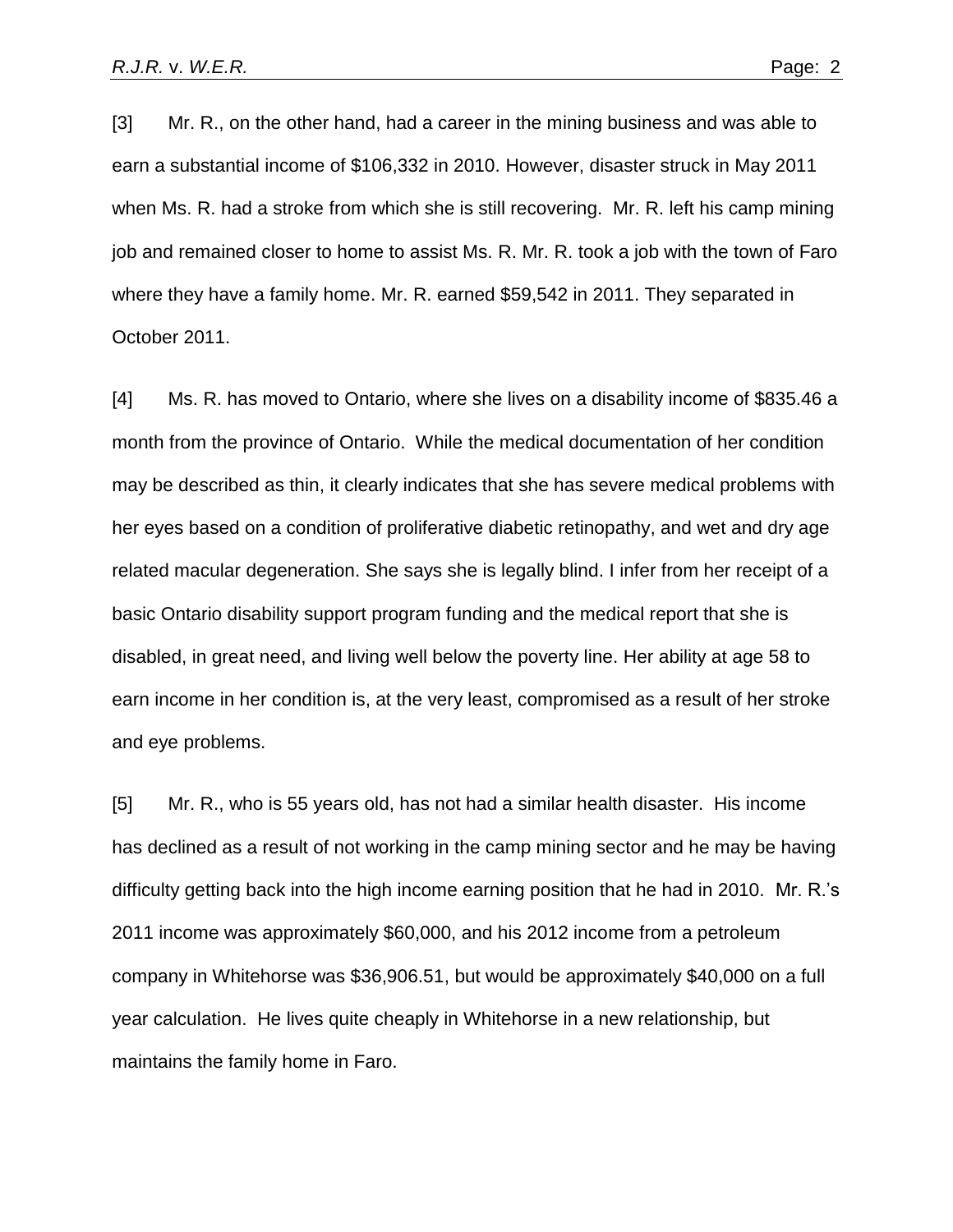[3] Mr. R., on the other hand, had a career in the mining business and was able to earn a substantial income of $106,332 in 2010. However, disaster struck in May 2011 when Ms. R. had a stroke from which she is still recovering. Mr. R. left his camp mining job and remained closer to home to assist Ms. R. Mr. R. took a job with the town of Faro where they have a family home. Mr. R. earned $59,542 in 2011. They separated in October 2011.

[4] Ms. R. has moved to Ontario, where she lives on a disability income of $835.46 a month from the province of Ontario. While the medical documentation of her condition may be described as thin, it clearly indicates that she has severe medical problems with her eyes based on a condition of proliferative diabetic retinopathy, and wet and dry age related macular degeneration. She says she is legally blind. I infer from her receipt of a basic Ontario disability support program funding and the medical report that she is disabled, in great need, and living well below the poverty line. Her ability at age 58 to earn income in her condition is, at the very least, compromised as a result of her stroke and eye problems.

[5] Mr. R., who is 55 years old, has not had a similar health disaster. His income has declined as a result of not working in the camp mining sector and he may be having difficulty getting back into the high income earning position that he had in 2010. Mr. R.'s 2011 income was approximately $60,000, and his 2012 income from a petroleum company in Whitehorse was $36,906.51, but would be approximately $40,000 on a full year calculation. He lives quite cheaply in Whitehorse in a new relationship, but maintains the family home in Faro.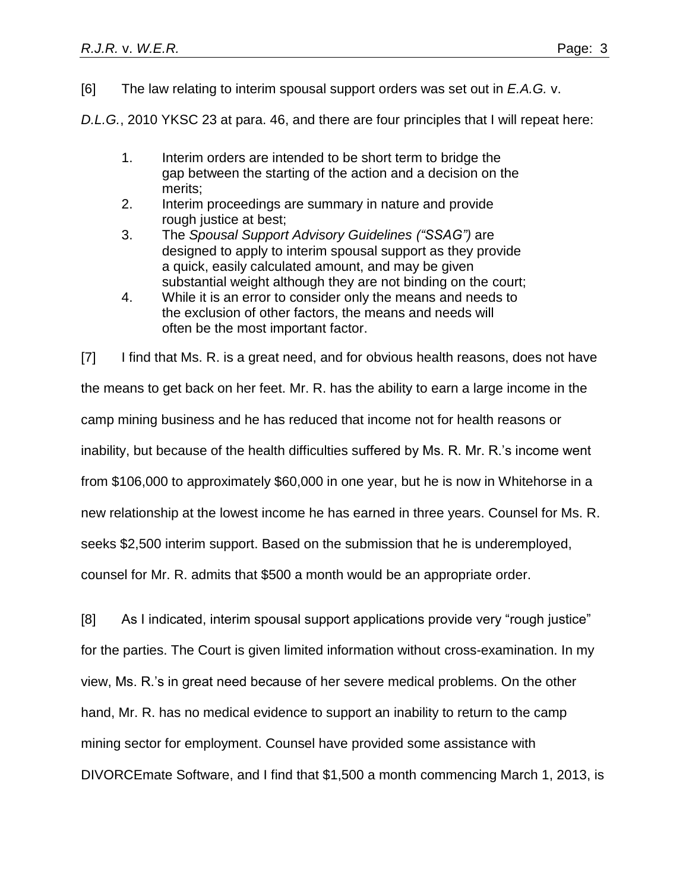[6] The law relating to interim spousal support orders was set out in *E.A.G.* v. *D.L.G.*, 2010 YKSC 23 at para. 46, and there are four principles that I will repeat here:

> 1. Interim orders are intended to be short term to bridge the gap between the starting of the action and a decision on the merits;
> 2. Interim proceedings are summary in nature and provide rough justice at best;
> 3. The *Spousal Support Advisory Guidelines ("SSAG")* are designed to apply to interim spousal support as they provide a quick, easily calculated amount, and may be given substantial weight although they are not binding on the court;
> 4. While it is an error to consider only the means and needs to the exclusion of other factors, the means and needs will often be the most important factor.

[7] I find that Ms. R. is a great need, and for obvious health reasons, does not have the means to get back on her feet. Mr. R. has the ability to earn a large income in the camp mining business and he has reduced that income not for health reasons or inability, but because of the health difficulties suffered by Ms. R. Mr. R.'s income went from $106,000 to approximately $60,000 in one year, but he is now in Whitehorse in a new relationship at the lowest income he has earned in three years. Counsel for Ms. R. seeks $2,500 interim support. Based on the submission that he is underemployed, counsel for Mr. R. admits that $500 a month would be an appropriate order.

[8] As I indicated, interim spousal support applications provide very "rough justice" for the parties. The Court is given limited information without cross-examination. In my view, Ms. R.'s in great need because of her severe medical problems. On the other hand, Mr. R. has no medical evidence to support an inability to return to the camp mining sector for employment. Counsel have provided some assistance with DIVORCEmate Software, and I find that $1,500 a month commencing March 1, 2013, is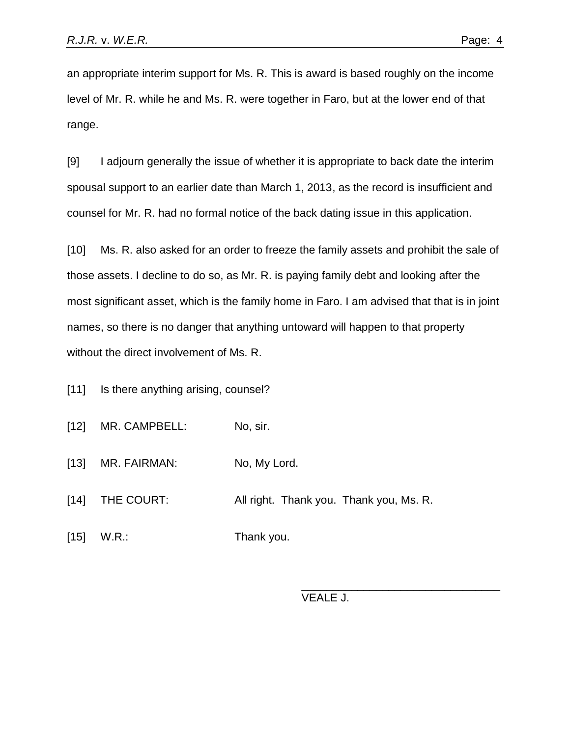an appropriate interim support for Ms. R. This is award is based roughly on the income level of Mr. R. while he and Ms. R. were together in Faro, but at the lower end of that range.

[9] I adjourn generally the issue of whether it is appropriate to back date the interim spousal support to an earlier date than March 1, 2013, as the record is insufficient and counsel for Mr. R. had no formal notice of the back dating issue in this application.

[10] Ms. R. also asked for an order to freeze the family assets and prohibit the sale of those assets. I decline to do so, as Mr. R. is paying family debt and looking after the most significant asset, which is the family home in Faro. I am advised that that is in joint names, so there is no danger that anything untoward will happen to that property without the direct involvement of Ms. R.

[11] Is there anything arising, counsel?

[12] MR. CAMPBELL: No, sir.

[13] MR. FAIRMAN: No, My Lord.

[14] THE COURT: All right. Thank you. Thank you, Ms. R.

[15] W.R.: Thank you.

\_\_\_\_\_\_\_\_\_\_\_\_\_\_\_\_\_\_\_\_\_\_\_\_\_\_\_\_\_\_\_\_

VEALE J.